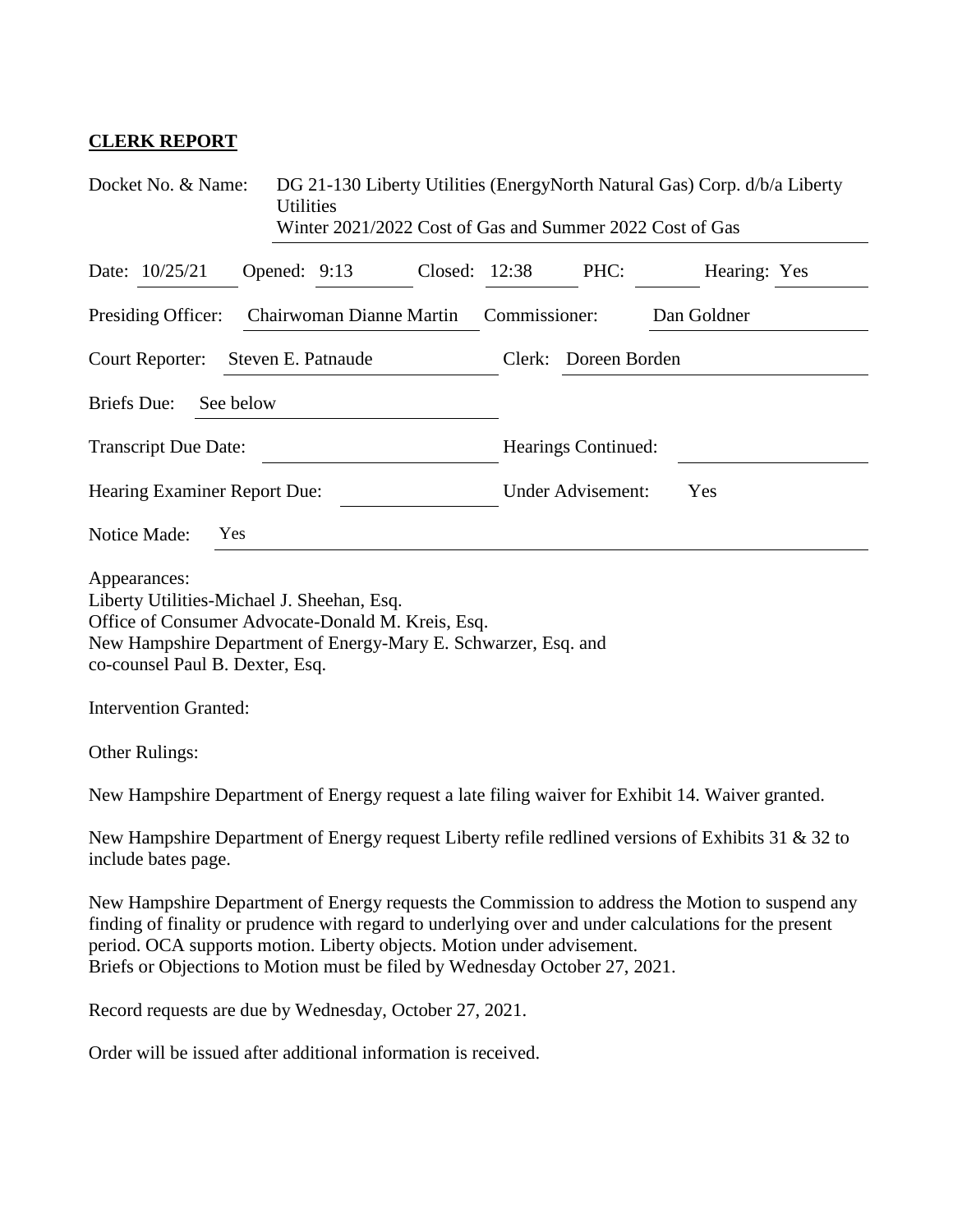**CLERK REPORT**

Docket No. & Name: DG 21-130 Liberty Utilities (EnergyNorth Natural Gas) Corp. d/b/a Liberty Utilities
Winter 2021/2022 Cost of Gas and Summer 2022 Cost of Gas

Date: 10/25/21 Opened: 9:13 Closed: 12:38 PHC: Hearing: Yes

Presiding Officer: Chairwoman Dianne Martin Commissioner: Dan Goldner

Court Reporter: Steven E. Patnaude Clerk: Doreen Borden

Briefs Due: See below

Transcript Due Date: Hearings Continued:

Hearing Examiner Report Due: Under Advisement: Yes

Notice Made: Yes

Appearances:
Liberty Utilities-Michael J. Sheehan, Esq.
Office of Consumer Advocate-Donald M. Kreis, Esq.
New Hampshire Department of Energy-Mary E. Schwarzer, Esq. and co-counsel Paul B. Dexter, Esq.

Intervention Granted:

Other Rulings:

New Hampshire Department of Energy request a late filing waiver for Exhibit 14. Waiver granted.

New Hampshire Department of Energy request Liberty refile redlined versions of Exhibits 31 & 32 to include bates page.

New Hampshire Department of Energy requests the Commission to address the Motion to suspend any finding of finality or prudence with regard to underlying over and under calculations for the present period. OCA supports motion. Liberty objects. Motion under advisement.
Briefs or Objections to Motion must be filed by Wednesday October 27, 2021.

Record requests are due by Wednesday, October 27, 2021.

Order will be issued after additional information is received.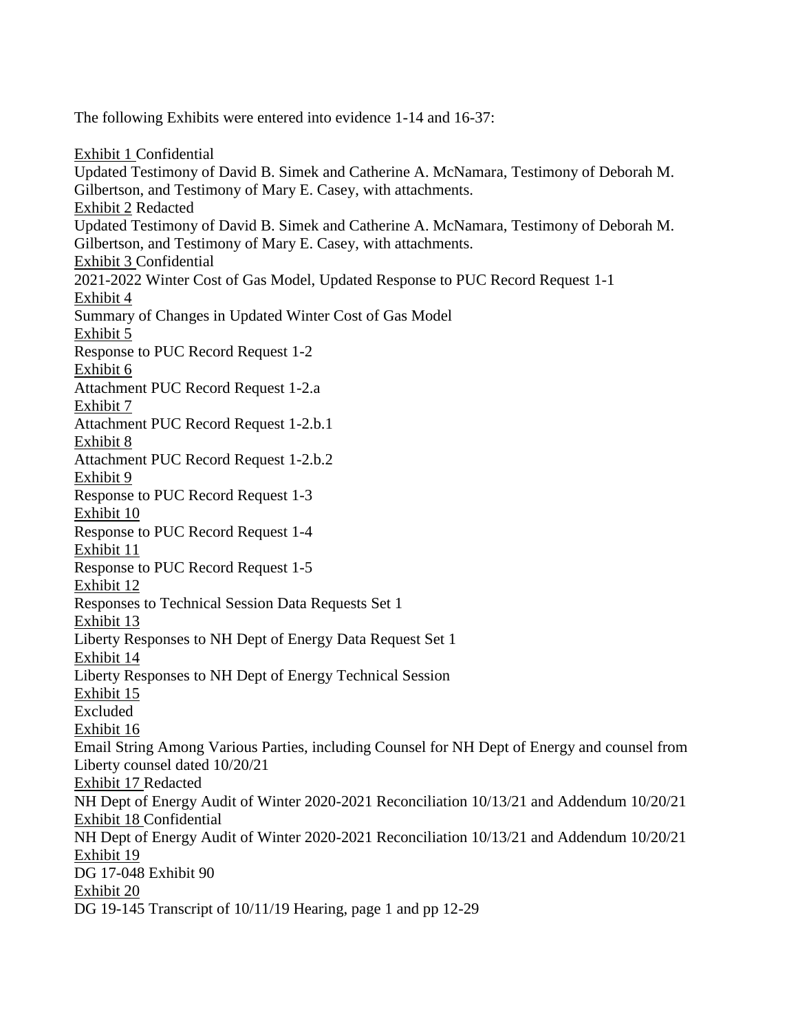The following Exhibits were entered into evidence 1-14 and 16-37:

Exhibit 1 Confidential
Updated Testimony of David B. Simek and Catherine A. McNamara, Testimony of Deborah M. Gilbertson, and Testimony of Mary E. Casey, with attachments.

Exhibit 2 Redacted
Updated Testimony of David B. Simek and Catherine A. McNamara, Testimony of Deborah M. Gilbertson, and Testimony of Mary E. Casey, with attachments.

Exhibit 3 Confidential
2021-2022 Winter Cost of Gas Model, Updated Response to PUC Record Request 1-1

Exhibit 4
Summary of Changes in Updated Winter Cost of Gas Model

Exhibit 5
Response to PUC Record Request 1-2

Exhibit 6
Attachment PUC Record Request 1-2.a

Exhibit 7
Attachment PUC Record Request 1-2.b.1

Exhibit 8
Attachment PUC Record Request 1-2.b.2

Exhibit 9
Response to PUC Record Request 1-3

Exhibit 10
Response to PUC Record Request 1-4

Exhibit 11
Response to PUC Record Request 1-5

Exhibit 12
Responses to Technical Session Data Requests Set 1

Exhibit 13
Liberty Responses to NH Dept of Energy Data Request Set 1

Exhibit 14
Liberty Responses to NH Dept of Energy Technical Session

Exhibit 15
Excluded

Exhibit 16
Email String Among Various Parties, including Counsel for NH Dept of Energy and counsel from Liberty counsel dated 10/20/21

Exhibit 17 Redacted
NH Dept of Energy Audit of Winter 2020-2021 Reconciliation 10/13/21 and Addendum 10/20/21

Exhibit 18 Confidential
NH Dept of Energy Audit of Winter 2020-2021 Reconciliation 10/13/21 and Addendum 10/20/21

Exhibit 19
DG 17-048 Exhibit 90

Exhibit 20
DG 19-145 Transcript of 10/11/19 Hearing, page 1 and pp 12-29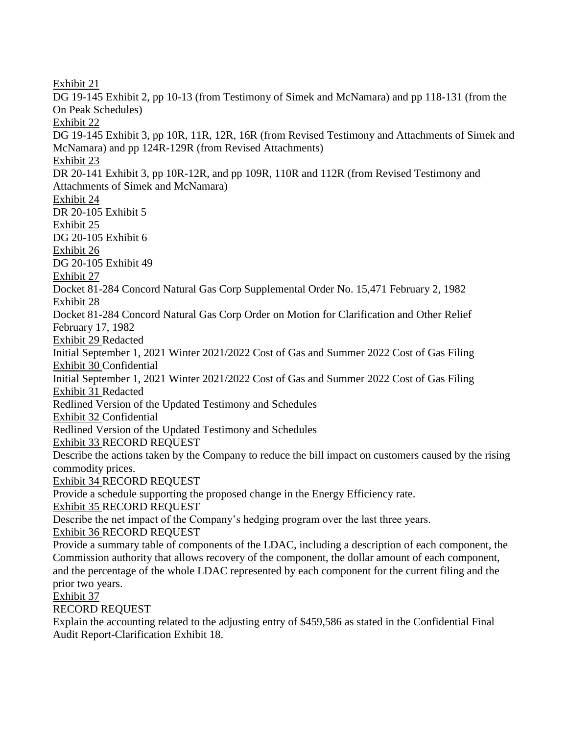<u>Exhibit 21</u>

DG 19-145 Exhibit 2, pp 10-13 (from Testimony of Simek and McNamara) and pp 118-131 (from the On Peak Schedules)

<u>Exhibit 22</u>

DG 19-145 Exhibit 3, pp 10R, 11R, 12R, 16R (from Revised Testimony and Attachments of Simek and McNamara) and pp 124R-129R (from Revised Attachments)

<u>Exhibit 23</u>

DR 20-141 Exhibit 3, pp 10R-12R, and pp 109R, 110R and 112R (from Revised Testimony and Attachments of Simek and McNamara)

<u>Exhibit 24</u>

DR 20-105 Exhibit 5

<u>Exhibit 25</u>

DG 20-105 Exhibit 6

<u>Exhibit 26</u>

DG 20-105 Exhibit 49

<u>Exhibit 27</u>

Docket 81-284 Concord Natural Gas Corp Supplemental Order No. 15,471 February 2, 1982

<u>Exhibit 28</u>

Docket 81-284 Concord Natural Gas Corp Order on Motion for Clarification and Other Relief February 17, 1982

<u>Exhibit 29</u> Redacted

Initial September 1, 2021 Winter 2021/2022 Cost of Gas and Summer 2022 Cost of Gas Filing

<u>Exhibit 30</u> Confidential

Initial September 1, 2021 Winter 2021/2022 Cost of Gas and Summer 2022 Cost of Gas Filing

<u>Exhibit 31</u> Redacted

Redlined Version of the Updated Testimony and Schedules

<u>Exhibit 32</u> Confidential

Redlined Version of the Updated Testimony and Schedules

<u>Exhibit 33</u> RECORD REQUEST

Describe the actions taken by the Company to reduce the bill impact on customers caused by the rising commodity prices.

<u>Exhibit 34</u> RECORD REQUEST

Provide a schedule supporting the proposed change in the Energy Efficiency rate.

<u>Exhibit 35</u> RECORD REQUEST

Describe the net impact of the Company's hedging program over the last three years.

<u>Exhibit 36</u> RECORD REQUEST

Provide a summary table of components of the LDAC, including a description of each component, the Commission authority that allows recovery of the component, the dollar amount of each component, and the percentage of the whole LDAC represented by each component for the current filing and the prior two years.

<u>Exhibit 37</u>

RECORD REQUEST

Explain the accounting related to the adjusting entry of $459,586 as stated in the Confidential Final Audit Report-Clarification Exhibit 18.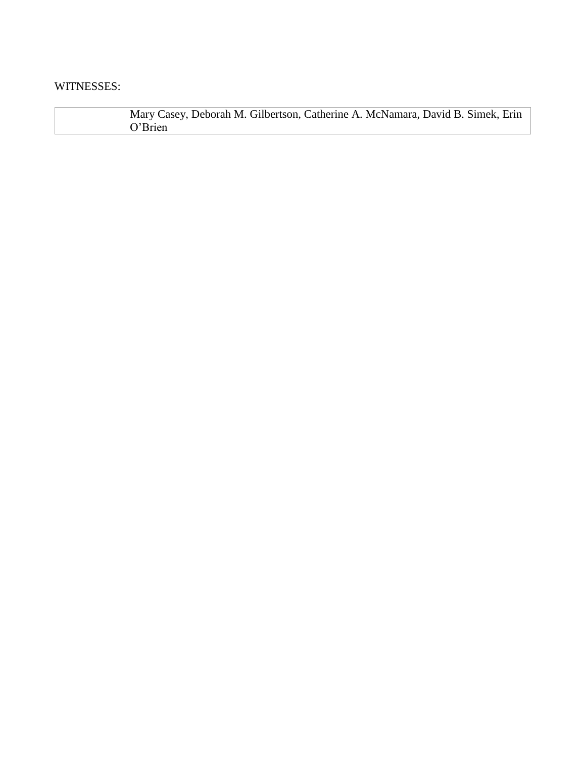WITNESSES:

| | |
|---|---|
| | Mary Casey, Deborah M. Gilbertson, Catherine A. McNamara, David B. Simek, Erin O'Brien |